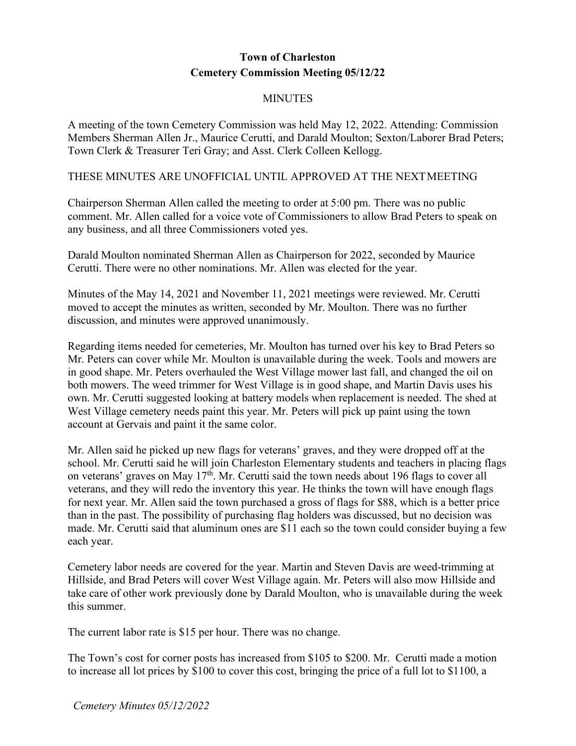**Town of Charleston**
**Cemetery Commission Meeting 05/12/22**

MINUTES

A meeting of the town Cemetery Commission was held May 12, 2022. Attending: Commission Members Sherman Allen Jr., Maurice Cerutti, and Darald Moulton; Sexton/Laborer Brad Peters; Town Clerk & Treasurer Teri Gray; and Asst. Clerk Colleen Kellogg.

THESE MINUTES ARE UNOFFICIAL UNTIL APPROVED AT THE NEXT MEETING

Chairperson Sherman Allen called the meeting to order at 5:00 pm. There was no public comment. Mr. Allen called for a voice vote of Commissioners to allow Brad Peters to speak on any business, and all three Commissioners voted yes.

Darald Moulton nominated Sherman Allen as Chairperson for 2022, seconded by Maurice Cerutti. There were no other nominations. Mr. Allen was elected for the year.

Minutes of the May 14, 2021 and November 11, 2021 meetings were reviewed. Mr. Cerutti moved to accept the minutes as written, seconded by Mr. Moulton. There was no further discussion, and minutes were approved unanimously.

Regarding items needed for cemeteries, Mr. Moulton has turned over his key to Brad Peters so Mr. Peters can cover while Mr. Moulton is unavailable during the week. Tools and mowers are in good shape. Mr. Peters overhauled the West Village mower last fall, and changed the oil on both mowers. The weed trimmer for West Village is in good shape, and Martin Davis uses his own. Mr. Cerutti suggested looking at battery models when replacement is needed. The shed at West Village cemetery needs paint this year. Mr. Peters will pick up paint using the town account at Gervais and paint it the same color.

Mr. Allen said he picked up new flags for veterans' graves, and they were dropped off at the school. Mr. Cerutti said he will join Charleston Elementary students and teachers in placing flags on veterans' graves on May 17th. Mr. Cerutti said the town needs about 196 flags to cover all veterans, and they will redo the inventory this year. He thinks the town will have enough flags for next year. Mr. Allen said the town purchased a gross of flags for $88, which is a better price than in the past. The possibility of purchasing flag holders was discussed, but no decision was made. Mr. Cerutti said that aluminum ones are $11 each so the town could consider buying a few each year.

Cemetery labor needs are covered for the year. Martin and Steven Davis are weed-trimming at Hillside, and Brad Peters will cover West Village again. Mr. Peters will also mow Hillside and take care of other work previously done by Darald Moulton, who is unavailable during the week this summer.

The current labor rate is $15 per hour. There was no change.

The Town's cost for corner posts has increased from $105 to $200. Mr. Cerutti made a motion to increase all lot prices by $100 to cover this cost, bringing the price of a full lot to $1100, a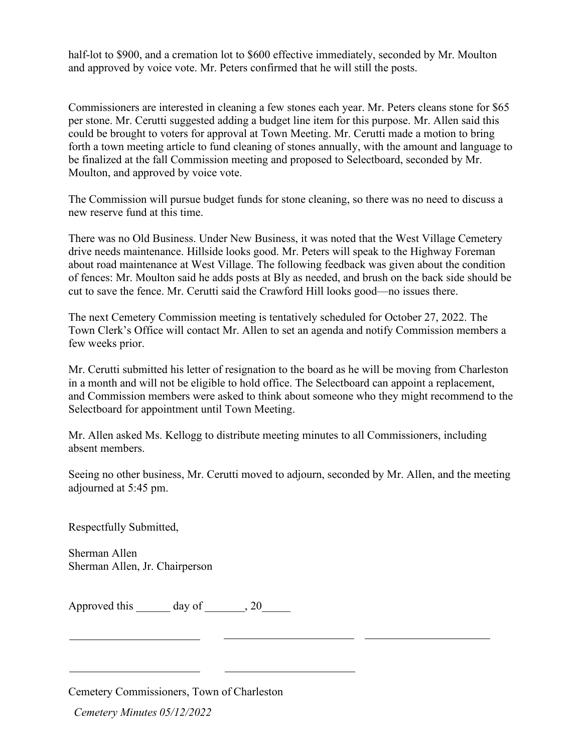half-lot to $900, and a cremation lot to $600 effective immediately, seconded by Mr. Moulton and approved by voice vote. Mr. Peters confirmed that he will still the posts.

Commissioners are interested in cleaning a few stones each year. Mr. Peters cleans stone for $65 per stone. Mr. Cerutti suggested adding a budget line item for this purpose. Mr. Allen said this could be brought to voters for approval at Town Meeting. Mr. Cerutti made a motion to bring forth a town meeting article to fund cleaning of stones annually, with the amount and language to be finalized at the fall Commission meeting and proposed to Selectboard, seconded by Mr. Moulton, and approved by voice vote.

The Commission will pursue budget funds for stone cleaning, so there was no need to discuss a new reserve fund at this time.

There was no Old Business. Under New Business, it was noted that the West Village Cemetery drive needs maintenance. Hillside looks good. Mr. Peters will speak to the Highway Foreman about road maintenance at West Village. The following feedback was given about the condition of fences: Mr. Moulton said he adds posts at Bly as needed, and brush on the back side should be cut to save the fence. Mr. Cerutti said the Crawford Hill looks good—no issues there.

The next Cemetery Commission meeting is tentatively scheduled for October 27, 2022. The Town Clerk's Office will contact Mr. Allen to set an agenda and notify Commission members a few weeks prior.

Mr. Cerutti submitted his letter of resignation to the board as he will be moving from Charleston in a month and will not be eligible to hold office. The Selectboard can appoint a replacement, and Commission members were asked to think about someone who they might recommend to the Selectboard for appointment until Town Meeting.

Mr. Allen asked Ms. Kellogg to distribute meeting minutes to all Commissioners, including absent members.

Seeing no other business, Mr. Cerutti moved to adjourn, seconded by Mr. Allen, and the meeting adjourned at 5:45 pm.

Respectfully Submitted,

Sherman Allen
Sherman Allen, Jr. Chairperson

Approved this ______ day of _______, 20_____

_______________________ _______________________ _______________________

_______________________ _______________________

Cemetery Commissioners, Town of Charleston

*Cemetery Minutes 05/12/2022*